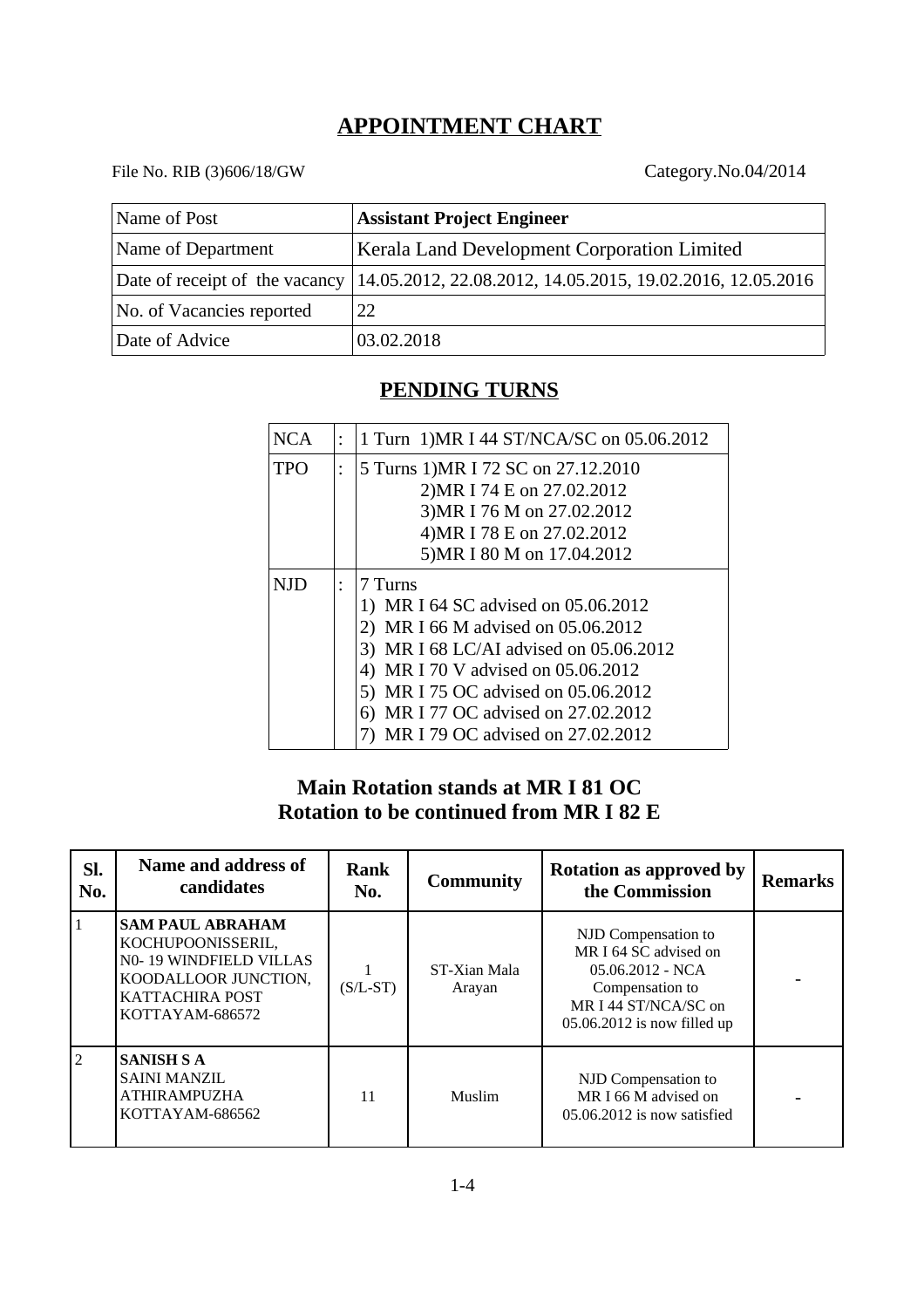# APPOINTMENT CHART

File No. RIB (3)606/18/GW

Category.No.04/2014

| Name of Post | **Assistant Project Engineer** |
|---|---|
| Name of Department | Kerala Land Development Corporation Limited |
| Date of receipt of the vacancy | 14.05.2012, 22.08.2012, 14.05.2015, 19.02.2016, 12.05.2016 |
| No. of Vacancies reported | 22 |
| Date of Advice | 03.02.2018 |

## PENDING TURNS

| | | |
|---|---|---|
| NCA | : | 1 Turn 1)MR I 44 ST/NCA/SC on 05.06.2012 |
| TPO | : | 5 Turns 1)MR I 72 SC on 27.12.2010<br>2)MR I 74 E on 27.02.2012<br>3)MR I 76 M on 27.02.2012<br>4)MR I 78 E on 27.02.2012<br>5)MR I 80 M on 17.04.2012 |
| NJD | : | 7 Turns<br>1) MR I 64 SC advised on 05.06.2012<br>2) MR I 66 M advised on 05.06.2012<br>3) MR I 68 LC/AI advised on 05.06.2012<br>4) MR I 70 V advised on 05.06.2012<br>5) MR I 75 OC advised on 05.06.2012<br>6) MR I 77 OC advised on 27.02.2012<br>7) MR I 79 OC advised on 27.02.2012 |

**Main Rotation stands at MR I 81 OC**
**Rotation to be continued from MR I 82 E**

| Sl. No. | Name and address of candidates | Rank No. | Community | Rotation as approved by the Commission | Remarks |
|---|---|---|---|---|---|
| 1 | **SAM PAUL ABRAHAM**<br>KOCHUPOONISSERIL,<br>N0- 19 WINDFIELD VILLAS<br>KOODALLOOR JUNCTION,<br>KATTACHIRA POST<br>KOTTAYAM-686572 | 1<br>(S/L-ST) | ST-Xian Mala Arayan | NJD Compensation to MR I 64 SC advised on 05.06.2012 - NCA Compensation to MR I 44 ST/NCA/SC on 05.06.2012 is now filled up | - |
| 2 | **SANISH S A**<br>SAINI MANZIL<br>ATHIRAMPUZHA<br>KOTTAYAM-686562 | 11 | Muslim | NJD Compensation to MR I 66 M advised on 05.06.2012 is now satisfied | - |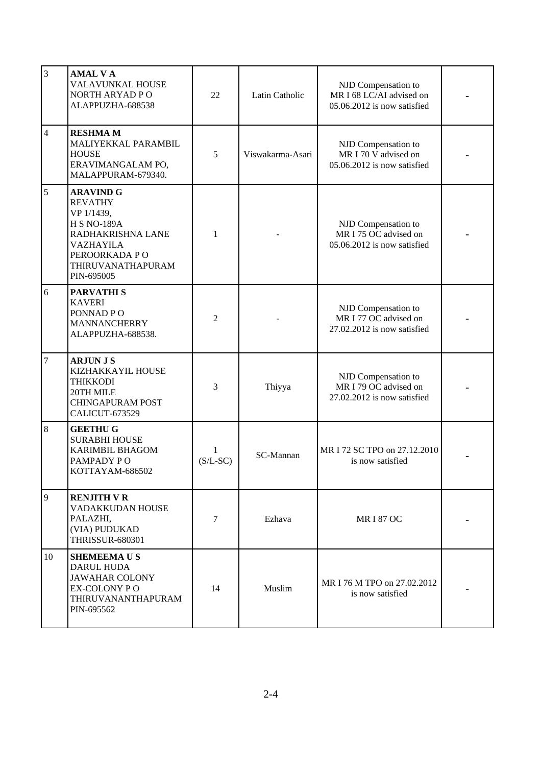| 3 | **AMAL V A**<br>VALAVUNKAL HOUSE<br>NORTH ARYAD P O<br>ALAPPUZHA-688538 | 22 | Latin Catholic | NJD Compensation to MR I 68 LC/AI advised on 05.06.2012 is now satisfied | - |
|---|---|---|---|---|---|
| 4 | **RESHMA M**<br>MALIYEKKAL PARAMBIL HOUSE<br>ERAVIMANGALAM PO,<br>MALAPPURAM-679340. | 5 | Viswakarma-Asari | NJD Compensation to MR I 70 V advised on 05.06.2012 is now satisfied | - |
| 5 | **ARAVIND G**<br>REVATHY<br>VP 1/1439,<br>H S NO-189A<br>RADHAKRISHNA LANE<br>VAZHAYILA<br>PEROORKADA P O<br>THIRUVANATHAPURAM<br>PIN-695005 | 1 | - | NJD Compensation to MR I 75 OC advised on 05.06.2012 is now satisfied | - |
| 6 | **PARVATHI S**<br>KAVERI<br>PONNAD P O<br>MANNANCHERRY<br>ALAPPUZHA-688538. | 2 | - | NJD Compensation to MR I 77 OC advised on 27.02.2012 is now satisfied | - |
| 7 | **ARJUN J S**<br>KIZHAKKAYIL HOUSE<br>THIKKODI<br>20TH MILE<br>CHINGAPURAM POST<br>CALICUT-673529 | 3 | Thiyya | NJD Compensation to MR I 79 OC advised on 27.02.2012 is now satisfied | - |
| 8 | **GEETHU G**<br>SURABHI HOUSE<br>KARIMBIL BHAGOM<br>PAMPADY P O<br>KOTTAYAM-686502 | 1 (S/L-SC) | SC-Mannan | MR I 72 SC TPO on 27.12.2010 is now satisfied | - |
| 9 | **RENJITH V R**<br>VADAKKUDAN HOUSE<br>PALAZHI,<br>(VIA) PUDUKAD<br>THRISSUR-680301 | 7 | Ezhava | MR I 87 OC | - |
| 10 | **SHEMEEMA U S**<br>DARUL HUDA<br>JAWAHAR COLONY<br>EX-COLONY P O<br>THIRUVANANTHAPURAM<br>PIN-695562 | 14 | Muslim | MR I 76 M TPO on 27.02.2012 is now satisfied | - |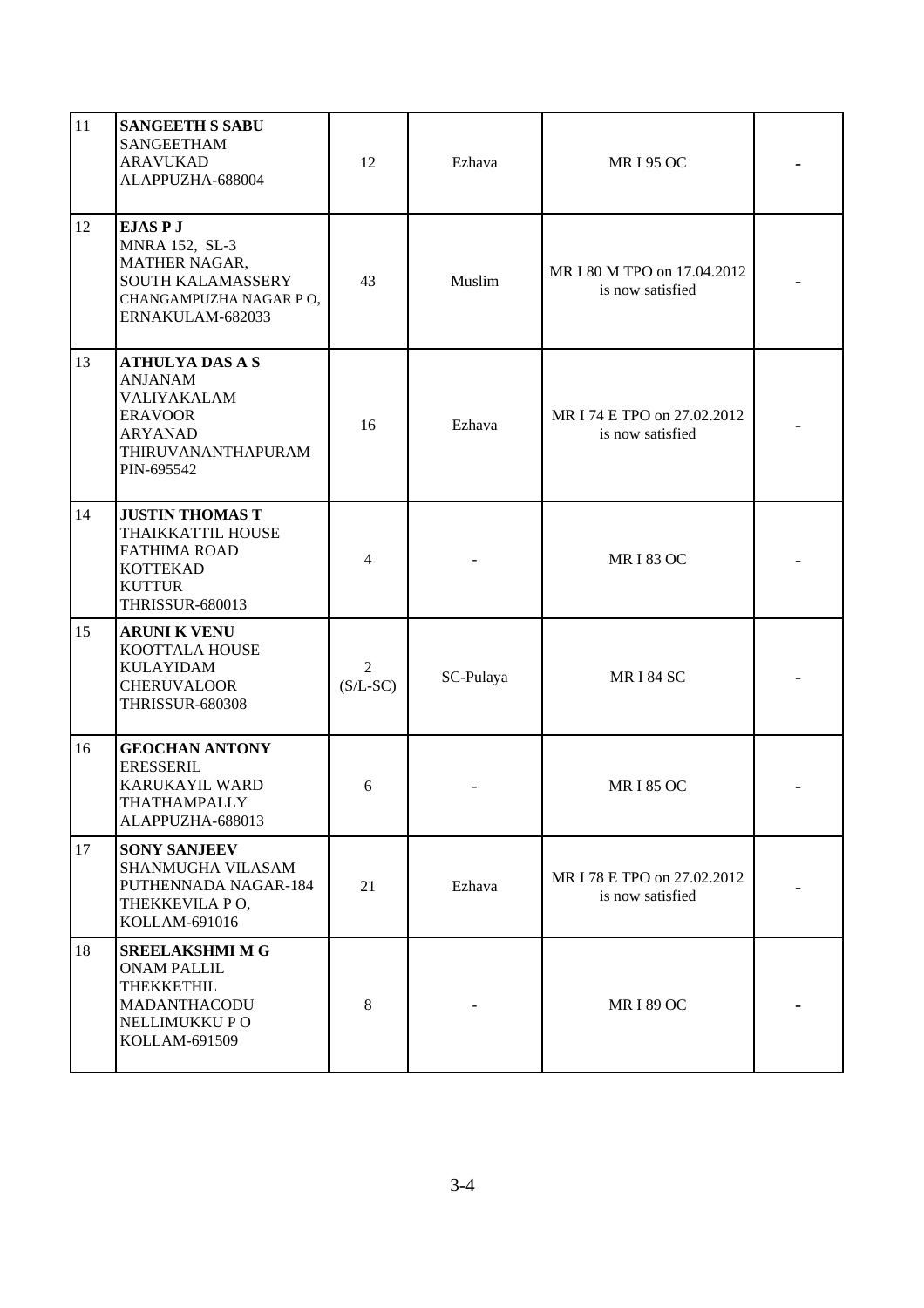| | | | | | |
|---|---|---|---|---|---|
| 11 | **SANGEETH S SABU**<br>SANGEETHAM<br>ARAVUKAD<br>ALAPPUZHA-688004 | 12 | Ezhava | MR I 95 OC | - |
| 12 | **EJAS P J**<br>MNRA 152, SL-3<br>MATHER NAGAR,<br>SOUTH KALAMASSERY<br>CHANGAMPUZHA NAGAR P O,<br>ERNAKULAM-682033 | 43 | Muslim | MR I 80 M TPO on 17.04.2012 is now satisfied | - |
| 13 | **ATHULYA DAS A S**<br>ANJANAM<br>VALIYAKALAM<br>ERAVOOR<br>ARYANAD<br>THIRUVANANTHAPURAM<br>PIN-695542 | 16 | Ezhava | MR I 74 E TPO on 27.02.2012 is now satisfied | - |
| 14 | **JUSTIN THOMAS T**<br>THAIKKATTIL HOUSE<br>FATHIMA ROAD<br>KOTTEKAD<br>KUTTUR<br>THRISSUR-680013 | 4 | - | MR I 83 OC | - |
| 15 | **ARUNI K VENU**<br>KOOTTALA HOUSE<br>KULAYIDAM<br>CHERUVALOOR<br>THRISSUR-680308 | 2<br>(S/L-SC) | SC-Pulaya | MR I 84 SC | - |
| 16 | **GEOCHAN ANTONY**<br>ERESSERIL<br>KARUKAYIL WARD<br>THATHAMPALLY<br>ALAPPUZHA-688013 | 6 | - | MR I 85 OC | - |
| 17 | **SONY SANJEEV**<br>SHANMUGHA VILASAM<br>PUTHENNADA NAGAR-184<br>THEKKEVILA P O,<br>KOLLAM-691016 | 21 | Ezhava | MR I 78 E TPO on 27.02.2012 is now satisfied | - |
| 18 | **SREELAKSHMI M G**<br>ONAM PALLIL<br>THEKKETHIL<br>MADANTHACODU<br>NELLIMUKKU P O<br>KOLLAM-691509 | 8 | - | MR I 89 OC | - |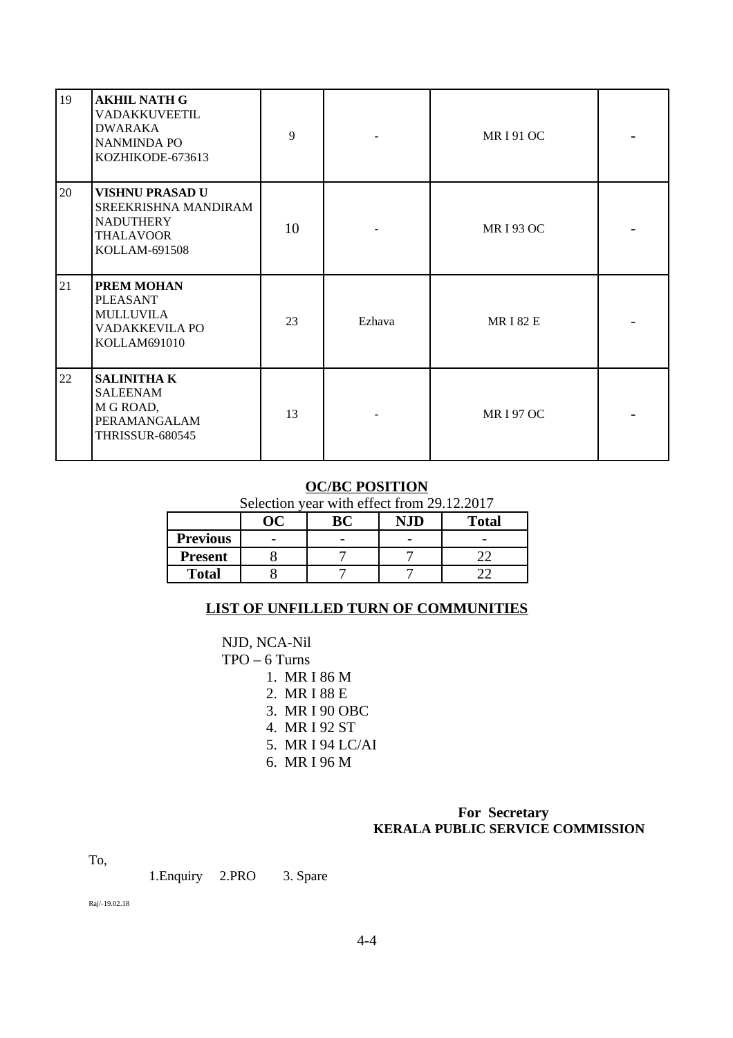| | | | | | |
|---|---|---|---|---|---|
| 19 | **AKHIL NATH G**<br>VADAKKUVEETIL<br>DWARAKA<br>NANMINDA PO<br>KOZHIKODE-673613 | 9 | - | MR I 91 OC | - |
| 20 | **VISHNU PRASAD U**<br>SREEKRISHNA MANDIRAM<br>NADUTHERY<br>THALAVOOR<br>KOLLAM-691508 | 10 | - | MR I 93 OC | - |
| 21 | **PREM MOHAN**<br>PLEASANT<br>MULLUVILA<br>VADAKKEVILA PO<br>KOLLAM691010 | 23 | Ezhava | MR I 82 E | - |
| 22 | **SALINITHA K**<br>SALEENAM<br>M G ROAD,<br>PERAMANGALAM<br>THRISSUR-680545 | 13 | - | MR I 97 OC | - |

## OC/BC POSITION

Selection year with effect from 29.12.2017

| | OC | BC | NJD | Total |
|---|---|---|---|---|
| **Previous** | - | - | - | - |
| **Present** | 8 | 7 | 7 | 22 |
| **Total** | 8 | 7 | 7 | 22 |

## LIST OF UNFILLED TURN OF COMMUNITIES

NJD, NCA-Nil

TPO – 6 Turns

1. MR I 86 M
2. MR I 88 E
3. MR I 90 OBC
4. MR I 92 ST
5. MR I 94 LC/AI
6. MR I 96 M

**For Secretary**
**KERALA PUBLIC SERVICE COMMISSION**

To,

1.Enquiry 2.PRO 3. Spare

Raj/-19.02.18